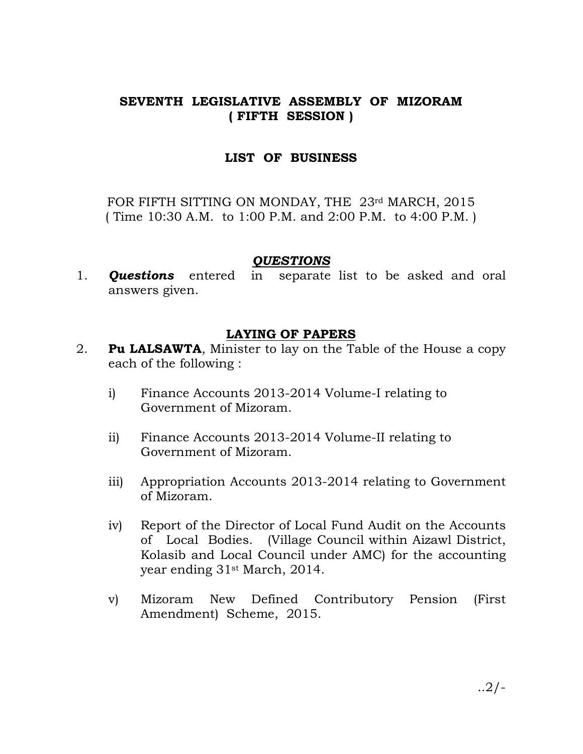# SEVENTH LEGISLATIVE ASSEMBLY OF MIZORAM
## ( FIFTH SESSION )

## LIST OF BUSINESS

FOR FIFTH SITTING ON MONDAY, THE 23rd MARCH, 2015
( Time 10:30 A.M. to 1:00 P.M. and 2:00 P.M. to 4:00 P.M. )

### *QUESTIONS*

1. ***Questions*** entered in separate list to be asked and oral answers given.

### LAYING OF PAPERS

2. **Pu LALSAWTA**, Minister to lay on the Table of the House a copy each of the following :

   i) Finance Accounts 2013-2014 Volume-I relating to Government of Mizoram.

   ii) Finance Accounts 2013-2014 Volume-II relating to Government of Mizoram.

   iii) Appropriation Accounts 2013-2014 relating to Government of Mizoram.

   iv) Report of the Director of Local Fund Audit on the Accounts of Local Bodies. (Village Council within Aizawl District, Kolasib and Local Council under AMC) for the accounting year ending 31st March, 2014.

   v) Mizoram New Defined Contributory Pension (First Amendment) Scheme, 2015.

..2/-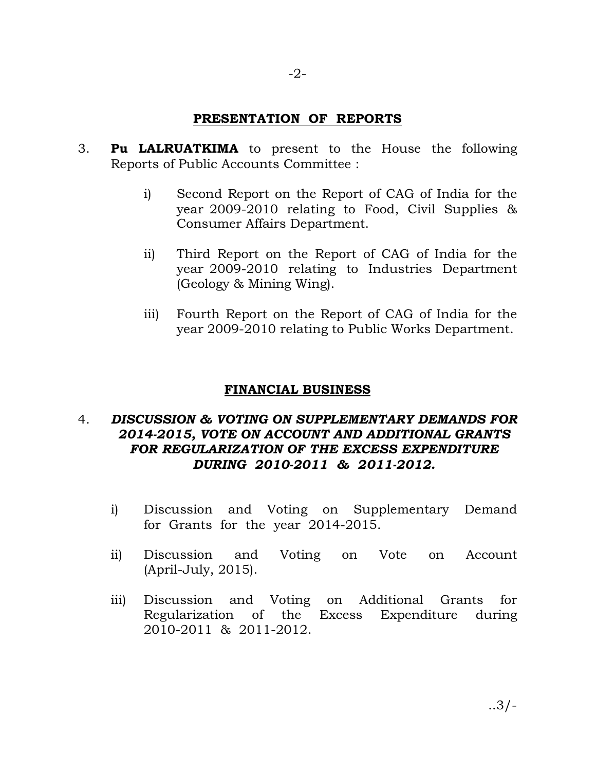## PRESENTATION OF REPORTS

3. **Pu LALRUATKIMA** to present to the House the following Reports of Public Accounts Committee :

   i) Second Report on the Report of CAG of India for the year 2009-2010 relating to Food, Civil Supplies & Consumer Affairs Department.

   ii) Third Report on the Report of CAG of India for the year 2009-2010 relating to Industries Department (Geology & Mining Wing).

   iii) Fourth Report on the Report of CAG of India for the year 2009-2010 relating to Public Works Department.

## FINANCIAL BUSINESS

4. ***DISCUSSION & VOTING ON SUPPLEMENTARY DEMANDS FOR 2014-2015, VOTE ON ACCOUNT AND ADDITIONAL GRANTS FOR REGULARIZATION OF THE EXCESS EXPENDITURE DURING 2010-2011 & 2011-2012.***

   i) Discussion and Voting on Supplementary Demand for Grants for the year 2014-2015.

   ii) Discussion and Voting on Vote on Account (April-July, 2015).

   iii) Discussion and Voting on Additional Grants for Regularization of the Excess Expenditure during 2010-2011 & 2011-2012.

..3/-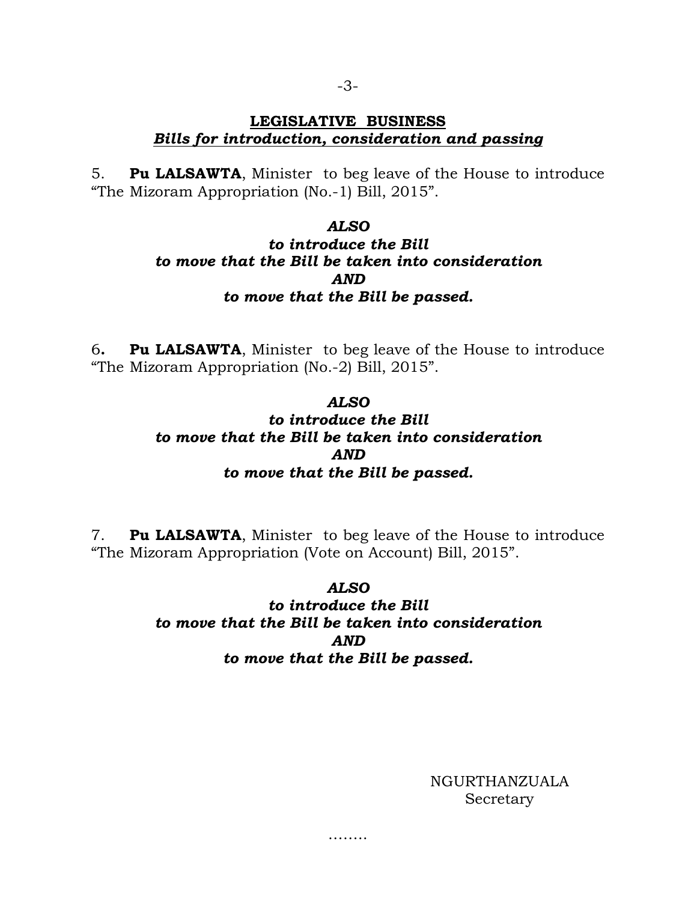## LEGISLATIVE BUSINESS

***Bills for introduction, consideration and passing***

5. **Pu LALSAWTA**, Minister to beg leave of the House to introduce "The Mizoram Appropriation (No.-1) Bill, 2015".

***ALSO***
***to introduce the Bill***
***to move that the Bill be taken into consideration***
***AND***
***to move that the Bill be passed.***

6**.** **Pu LALSAWTA**, Minister to beg leave of the House to introduce "The Mizoram Appropriation (No.-2) Bill, 2015".

***ALSO***
***to introduce the Bill***
***to move that the Bill be taken into consideration***
***AND***
***to move that the Bill be passed.***

7. **Pu LALSAWTA**, Minister to beg leave of the House to introduce "The Mizoram Appropriation (Vote on Account) Bill, 2015".

***ALSO***
***to introduce the Bill***
***to move that the Bill be taken into consideration***
***AND***
***to move that the Bill be passed.***

NGURTHANZUALA
Secretary

........